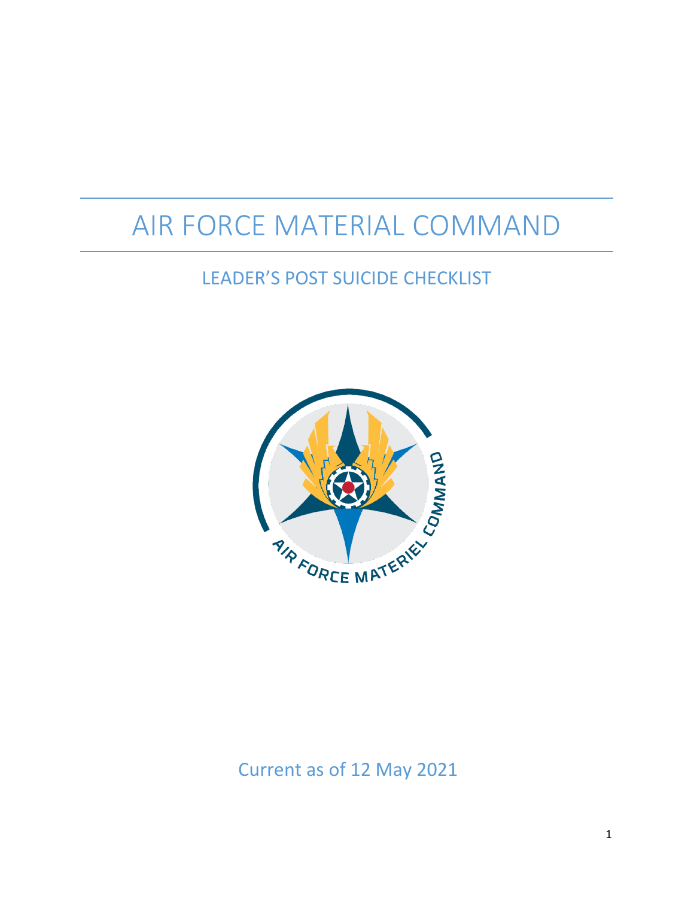# AIR FORCE MATERIAL COMMAND

## LEADER'S POST SUICIDE CHECKLIST

Current as of 12 May 2021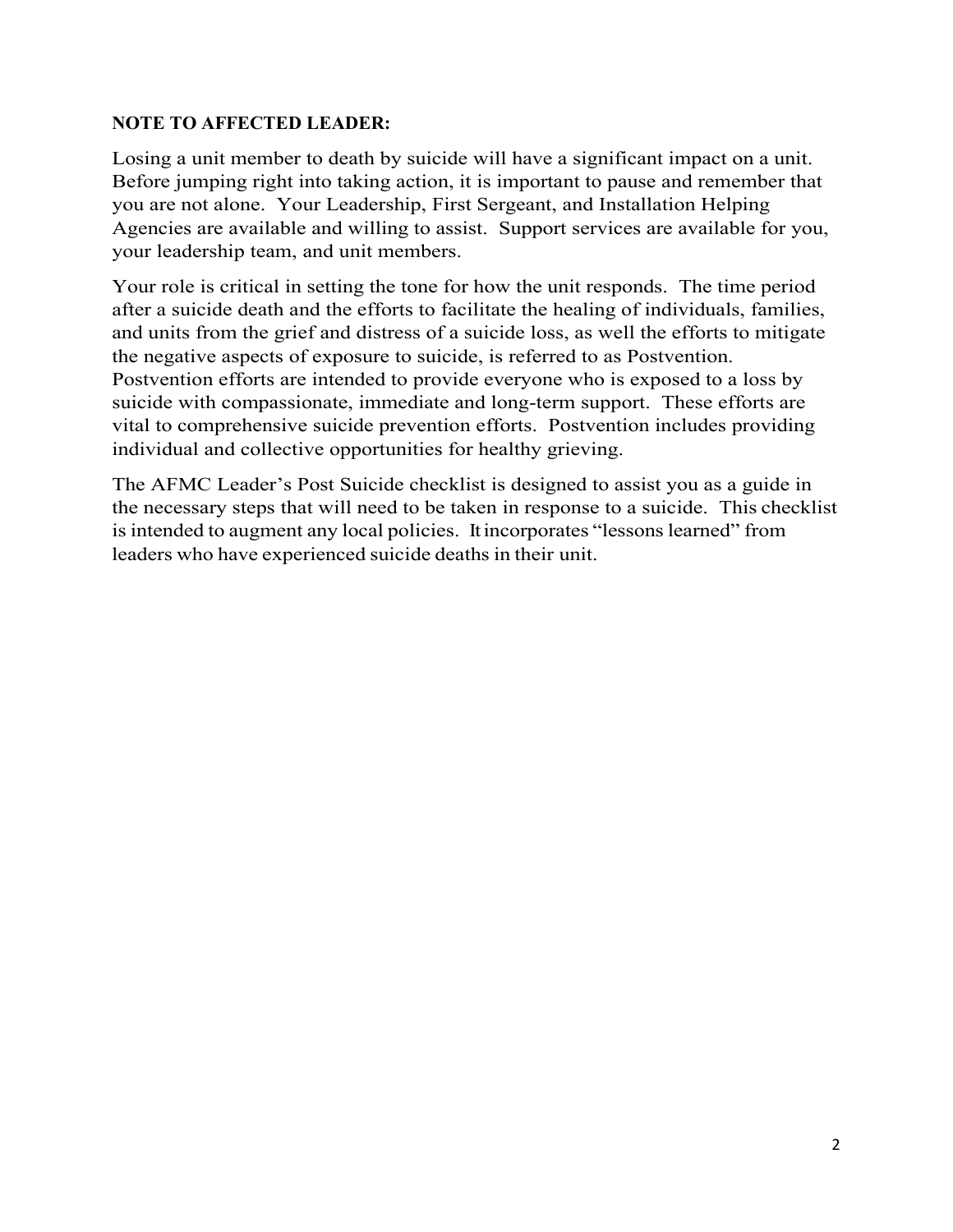**NOTE TO AFFECTED LEADER:**

Losing a unit member to death by suicide will have a significant impact on a unit. Before jumping right into taking action, it is important to pause and remember that you are not alone. Your Leadership, First Sergeant, and Installation Helping Agencies are available and willing to assist. Support services are available for you, your leadership team, and unit members.

Your role is critical in setting the tone for how the unit responds. The time period after a suicide death and the efforts to facilitate the healing of individuals, families, and units from the grief and distress of a suicide loss, as well the efforts to mitigate the negative aspects of exposure to suicide, is referred to as Postvention. Postvention efforts are intended to provide everyone who is exposed to a loss by suicide with compassionate, immediate and long-term support. These efforts are vital to comprehensive suicide prevention efforts. Postvention includes providing individual and collective opportunities for healthy grieving.

The AFMC Leader's Post Suicide checklist is designed to assist you as a guide in the necessary steps that will need to be taken in response to a suicide. This checklist is intended to augment any local policies. It incorporates "lessons learned" from leaders who have experienced suicide deaths in their unit.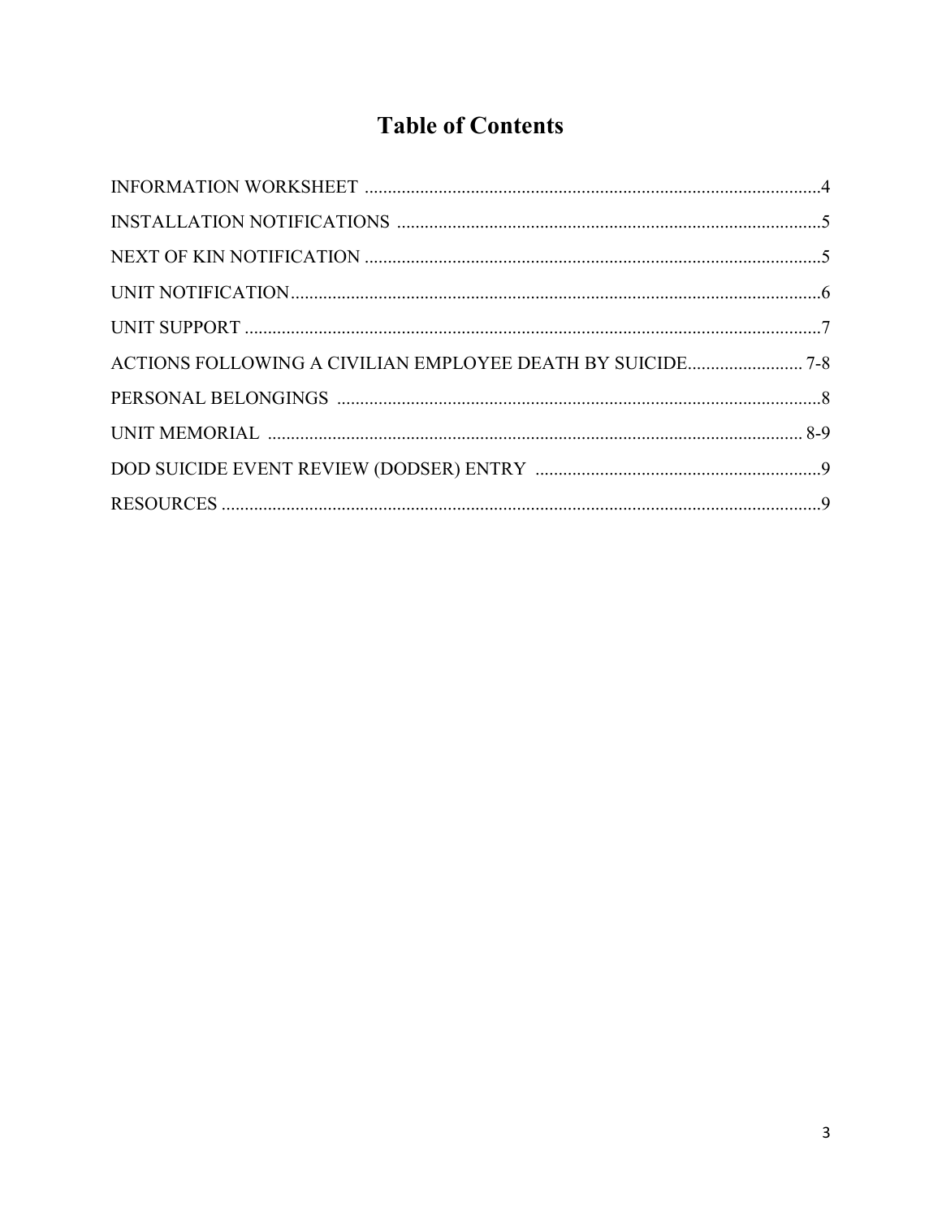# Table of Contents

| | |
|---|---|
| INFORMATION WORKSHEET | 4 |
| INSTALLATION NOTIFICATIONS | 5 |
| NEXT OF KIN NOTIFICATION | 5 |
| UNIT NOTIFICATION | 6 |
| UNIT SUPPORT | 7 |
| ACTIONS FOLLOWING A CIVILIAN EMPLOYEE DEATH BY SUICIDE | 7-8 |
| PERSONAL BELONGINGS | 8 |
| UNIT MEMORIAL | 8-9 |
| DOD SUICIDE EVENT REVIEW (DODSER) ENTRY | 9 |
| RESOURCES | 9 |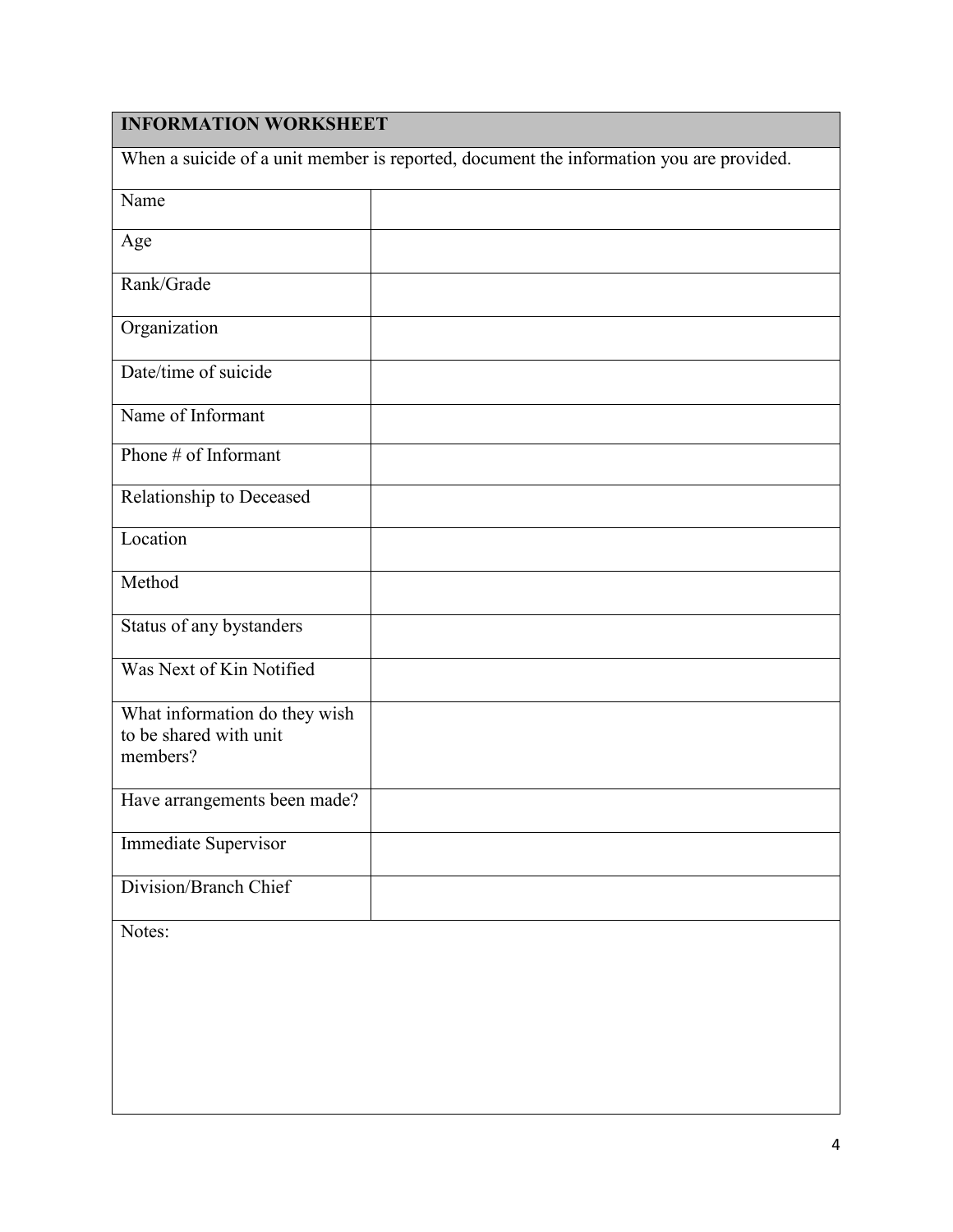| INFORMATION WORKSHEET | |
|---|---|
| When a suicide of a unit member is reported, document the information you are provided. | |
| Name | |
| Age | |
| Rank/Grade | |
| Organization | |
| Date/time of suicide | |
| Name of Informant | |
| Phone # of Informant | |
| Relationship to Deceased | |
| Location | |
| Method | |
| Status of any bystanders | |
| Was Next of Kin Notified | |
| What information do they wish to be shared with unit members? | |
| Have arrangements been made? | |
| Immediate Supervisor | |
| Division/Branch Chief | |
| Notes: | |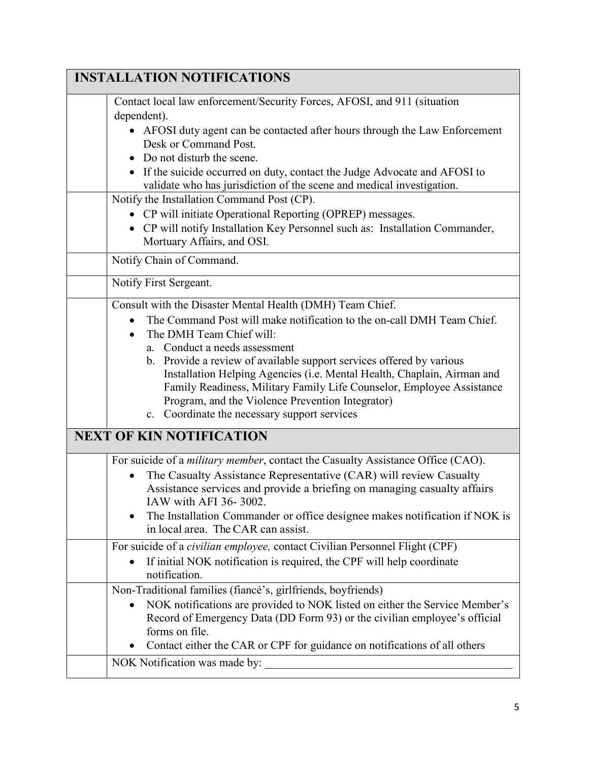| INSTALLATION NOTIFICATIONS | |
|---|---|
| | Contact local law enforcement/Security Forces, AFOSI, and 911 (situation dependent).<br>• AFOSI duty agent can be contacted after hours through the Law Enforcement Desk or Command Post.<br>• Do not disturb the scene.<br>• If the suicide occurred on duty, contact the Judge Advocate and AFOSI to validate who has jurisdiction of the scene and medical investigation. |
| | Notify the Installation Command Post (CP).<br>• CP will initiate Operational Reporting (OPREP) messages.<br>• CP will notify Installation Key Personnel such as: Installation Commander, Mortuary Affairs, and OSI. |
| | Notify Chain of Command. |
| | Notify First Sergeant. |
| | Consult with the Disaster Mental Health (DMH) Team Chief.<br>• The Command Post will make notification to the on-call DMH Team Chief.<br>• The DMH Team Chief will:<br>a. Conduct a needs assessment<br>b. Provide a review of available support services offered by various Installation Helping Agencies (i.e. Mental Health, Chaplain, Airman and Family Readiness, Military Family Life Counselor, Employee Assistance Program, and the Violence Prevention Integrator)<br>c. Coordinate the necessary support services |
| **NEXT OF KIN NOTIFICATION** | |
| | For suicide of a *military member*, contact the Casualty Assistance Office (CAO).<br>• The Casualty Assistance Representative (CAR) will review Casualty Assistance services and provide a briefing on managing casualty affairs IAW with AFI 36- 3002.<br>• The Installation Commander or office designee makes notification if NOK is in local area. The CAR can assist. |
| | For suicide of a *civilian employee,* contact Civilian Personnel Flight (CPF)<br>• If initial NOK notification is required, the CPF will help coordinate notification. |
| | Non-Traditional families (fiancé's, girlfriends, boyfriends)<br>• NOK notifications are provided to NOK listed on either the Service Member's Record of Emergency Data (DD Form 93) or the civilian employee's official forms on file.<br>• Contact either the CAR or CPF for guidance on notifications of all others |
| | NOK Notification was made by: ____________________________________________ |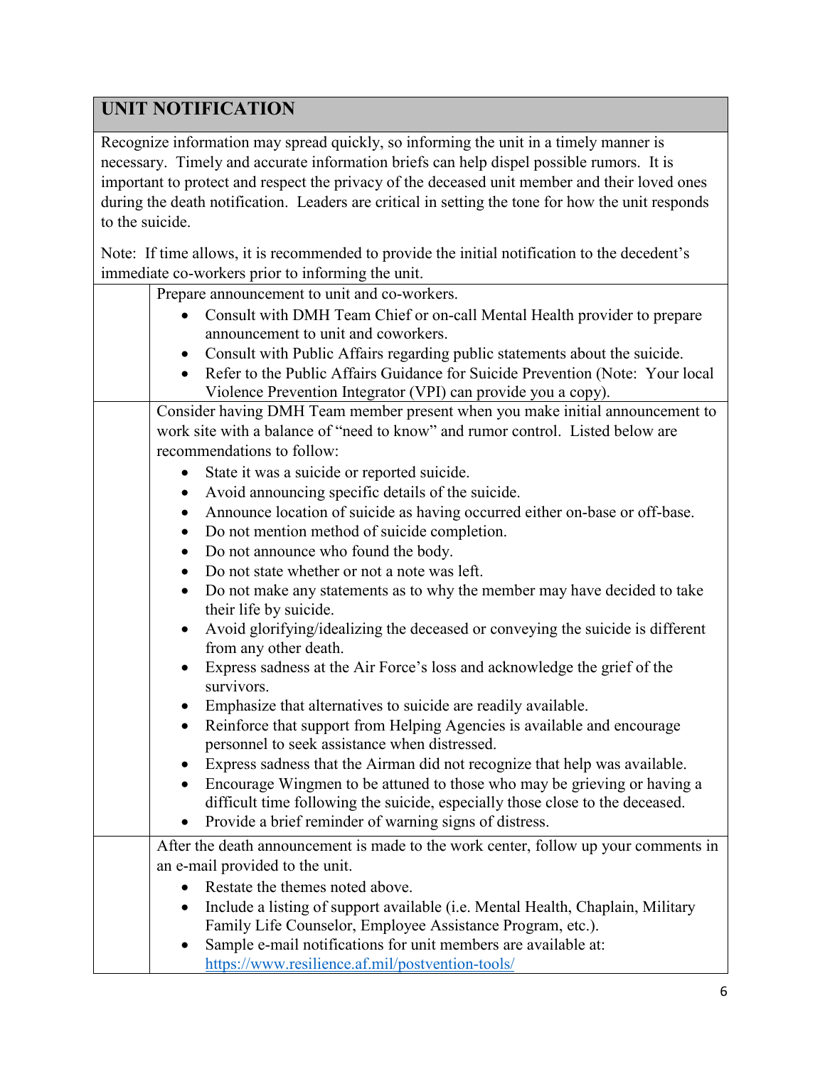## UNIT NOTIFICATION

Recognize information may spread quickly, so informing the unit in a timely manner is necessary. Timely and accurate information briefs can help dispel possible rumors. It is important to protect and respect the privacy of the deceased unit member and their loved ones during the death notification. Leaders are critical in setting the tone for how the unit responds to the suicide.

Note: If time allows, it is recommended to provide the initial notification to the decedent's immediate co-workers prior to informing the unit.

| | |
|---|---|
| | Prepare announcement to unit and co-workers.<br>• Consult with DMH Team Chief or on-call Mental Health provider to prepare announcement to unit and coworkers.<br>• Consult with Public Affairs regarding public statements about the suicide.<br>• Refer to the Public Affairs Guidance for Suicide Prevention (Note: Your local Violence Prevention Integrator (VPI) can provide you a copy). |
| | Consider having DMH Team member present when you make initial announcement to work site with a balance of "need to know" and rumor control. Listed below are recommendations to follow:<br>• State it was a suicide or reported suicide.<br>• Avoid announcing specific details of the suicide.<br>• Announce location of suicide as having occurred either on-base or off-base.<br>• Do not mention method of suicide completion.<br>• Do not announce who found the body.<br>• Do not state whether or not a note was left.<br>• Do not make any statements as to why the member may have decided to take their life by suicide.<br>• Avoid glorifying/idealizing the deceased or conveying the suicide is different from any other death.<br>• Express sadness at the Air Force's loss and acknowledge the grief of the survivors.<br>• Emphasize that alternatives to suicide are readily available.<br>• Reinforce that support from Helping Agencies is available and encourage personnel to seek assistance when distressed.<br>• Express sadness that the Airman did not recognize that help was available.<br>• Encourage Wingmen to be attuned to those who may be grieving or having a difficult time following the suicide, especially those close to the deceased.<br>• Provide a brief reminder of warning signs of distress. |
| | After the death announcement is made to the work center, follow up your comments in an e-mail provided to the unit.<br>• Restate the themes noted above.<br>• Include a listing of support available (i.e. Mental Health, Chaplain, Military Family Life Counselor, Employee Assistance Program, etc.).<br>• Sample e-mail notifications for unit members are available at: https://www.resilience.af.mil/postvention-tools/ |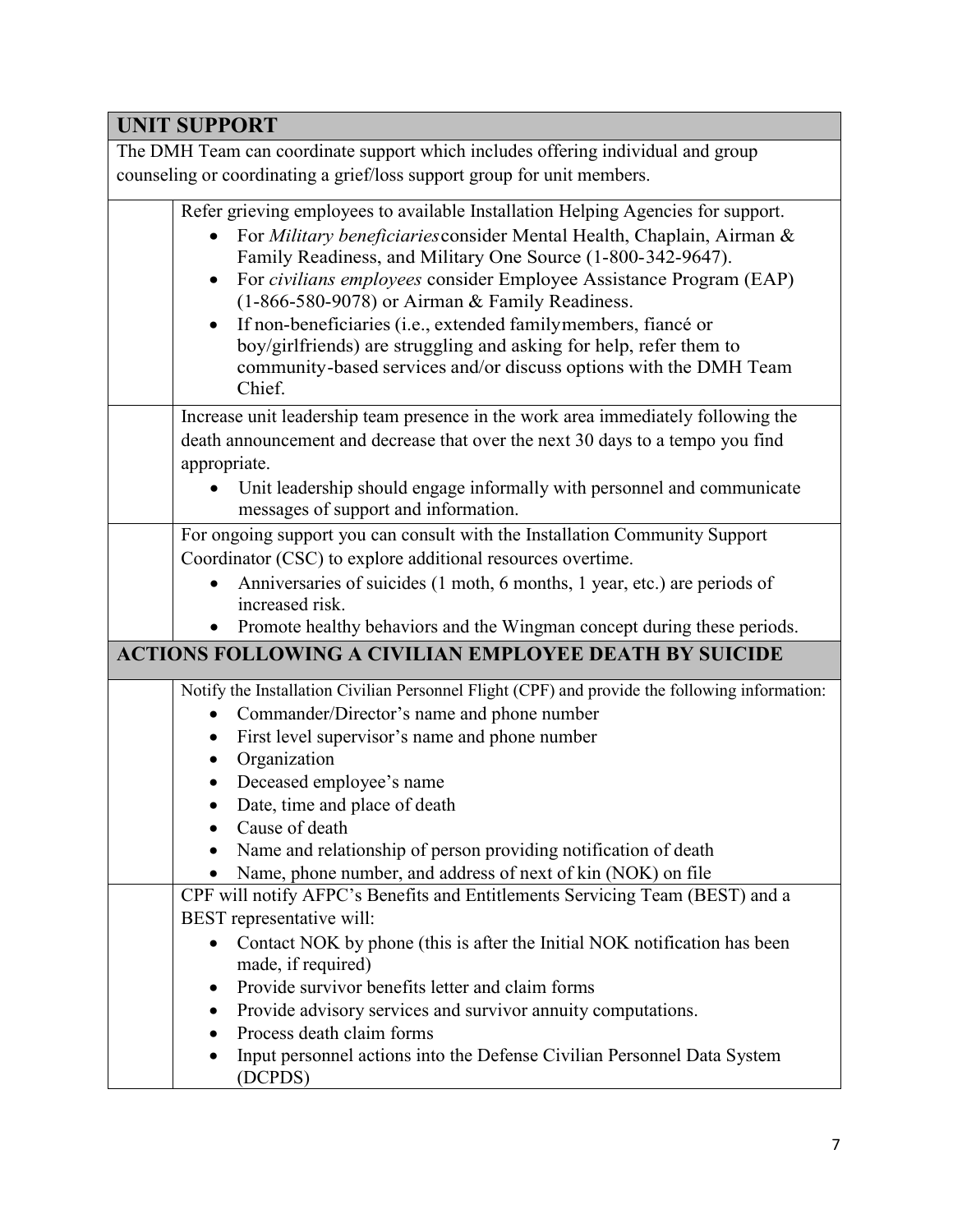| UNIT SUPPORT | |
|---|---|
| The DMH Team can coordinate support which includes offering individual and group counseling or coordinating a grief/loss support group for unit members. | |
| | Refer grieving employees to available Installation Helping Agencies for support.<br>• For *Military beneficiaries* consider Mental Health, Chaplain, Airman & Family Readiness, and Military One Source (1-800-342-9647).<br>• For *civilians employees* consider Employee Assistance Program (EAP) (1-866-580-9078) or Airman & Family Readiness.<br>• If non-beneficiaries (i.e., extended family members, fiancé or boy/girlfriends) are struggling and asking for help, refer them to community-based services and/or discuss options with the DMH Team Chief. |
| | Increase unit leadership team presence in the work area immediately following the death announcement and decrease that over the next 30 days to a tempo you find appropriate.<br>• Unit leadership should engage informally with personnel and communicate messages of support and information. |
| | For ongoing support you can consult with the Installation Community Support Coordinator (CSC) to explore additional resources overtime.<br>• Anniversaries of suicides (1 moth, 6 months, 1 year, etc.) are periods of increased risk.<br>• Promote healthy behaviors and the Wingman concept during these periods. |

| ACTIONS FOLLOWING A CIVILIAN EMPLOYEE DEATH BY SUICIDE | |
|---|---|
| | Notify the Installation Civilian Personnel Flight (CPF) and provide the following information:<br>• Commander/Director's name and phone number<br>• First level supervisor's name and phone number<br>• Organization<br>• Deceased employee's name<br>• Date, time and place of death<br>• Cause of death<br>• Name and relationship of person providing notification of death<br>• Name, phone number, and address of next of kin (NOK) on file |
| | CPF will notify AFPC's Benefits and Entitlements Servicing Team (BEST) and a BEST representative will:<br>• Contact NOK by phone (this is after the Initial NOK notification has been made, if required)<br>• Provide survivor benefits letter and claim forms<br>• Provide advisory services and survivor annuity computations.<br>• Process death claim forms<br>• Input personnel actions into the Defense Civilian Personnel Data System (DCPDS) |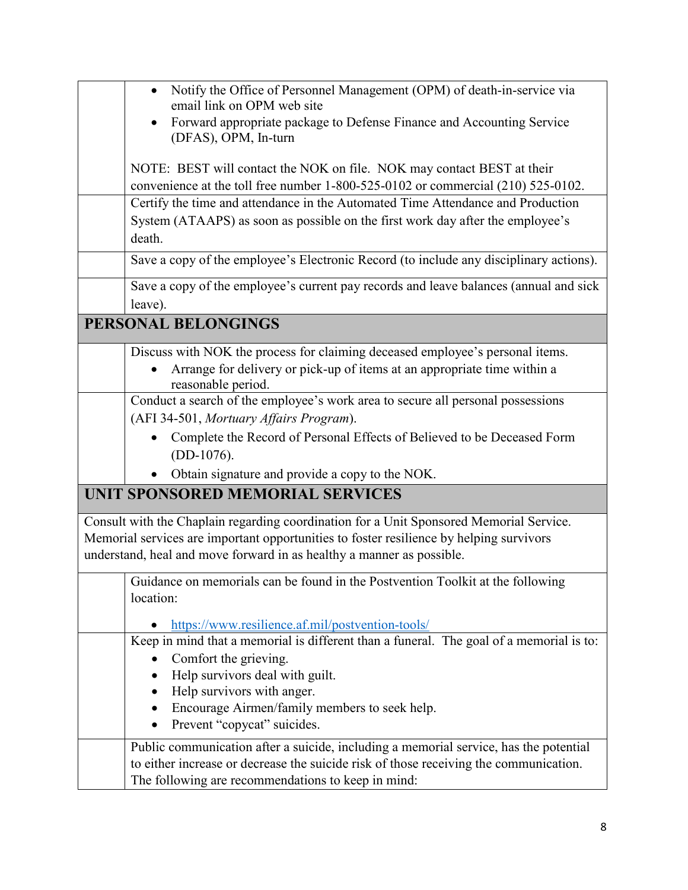| | |
|---|---|
| | • Notify the Office of Personnel Management (OPM) of death-in-service via email link on OPM web site<br>• Forward appropriate package to Defense Finance and Accounting Service (DFAS), OPM, In-turn<br><br>NOTE: BEST will contact the NOK on file. NOK may contact BEST at their convenience at the toll free number 1-800-525-0102 or commercial (210) 525-0102. |
| | Certify the time and attendance in the Automated Time Attendance and Production System (ATAAPS) as soon as possible on the first work day after the employee's death. |
| | Save a copy of the employee's Electronic Record (to include any disciplinary actions). |
| | Save a copy of the employee's current pay records and leave balances (annual and sick leave). |
| **PERSONAL BELONGINGS** | |
| | Discuss with NOK the process for claiming deceased employee's personal items.<br>• Arrange for delivery or pick-up of items at an appropriate time within a reasonable period. |
| | Conduct a search of the employee's work area to secure all personal possessions (AFI 34-501, *Mortuary Affairs Program*).<br>• Complete the Record of Personal Effects of Believed to be Deceased Form (DD-1076).<br>• Obtain signature and provide a copy to the NOK. |
| **UNIT SPONSORED MEMORIAL SERVICES** | |
| Consult with the Chaplain regarding coordination for a Unit Sponsored Memorial Service. Memorial services are important opportunities to foster resilience by helping survivors understand, heal and move forward in as healthy a manner as possible. | |
| | Guidance on memorials can be found in the Postvention Toolkit at the following location:<br><br>• https://www.resilience.af.mil/postvention-tools/ |
| | Keep in mind that a memorial is different than a funeral. The goal of a memorial is to:<br>• Comfort the grieving.<br>• Help survivors deal with guilt.<br>• Help survivors with anger.<br>• Encourage Airmen/family members to seek help.<br>• Prevent "copycat" suicides. |
| | Public communication after a suicide, including a memorial service, has the potential to either increase or decrease the suicide risk of those receiving the communication. The following are recommendations to keep in mind: |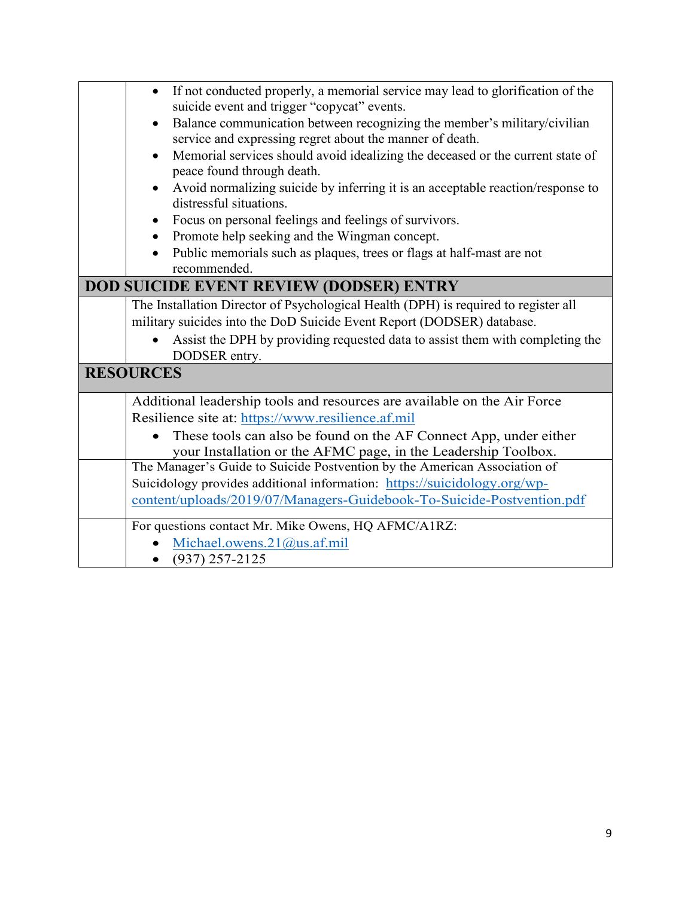- If not conducted properly, a memorial service may lead to glorification of the suicide event and trigger "copycat" events.
- Balance communication between recognizing the member's military/civilian service and expressing regret about the manner of death.
- Memorial services should avoid idealizing the deceased or the current state of peace found through death.
- Avoid normalizing suicide by inferring it is an acceptable reaction/response to distressful situations.
- Focus on personal feelings and feelings of survivors.
- Promote help seeking and the Wingman concept.
- Public memorials such as plaques, trees or flags at half-mast are not recommended.

## DOD SUICIDE EVENT REVIEW (DODSER) ENTRY

The Installation Director of Psychological Health (DPH) is required to register all military suicides into the DoD Suicide Event Report (DODSER) database.

- Assist the DPH by providing requested data to assist them with completing the DODSER entry.

## RESOURCES

Additional leadership tools and resources are available on the Air Force Resilience site at: https://www.resilience.af.mil

- These tools can also be found on the AF Connect App, under either your Installation or the AFMC page, in the Leadership Toolbox.

The Manager's Guide to Suicide Postvention by the American Association of Suicidology provides additional information: https://suicidology.org/wp-content/uploads/2019/07/Managers-Guidebook-To-Suicide-Postvention.pdf

For questions contact Mr. Mike Owens, HQ AFMC/A1RZ:

- Michael.owens.21@us.af.mil
- (937) 257-2125